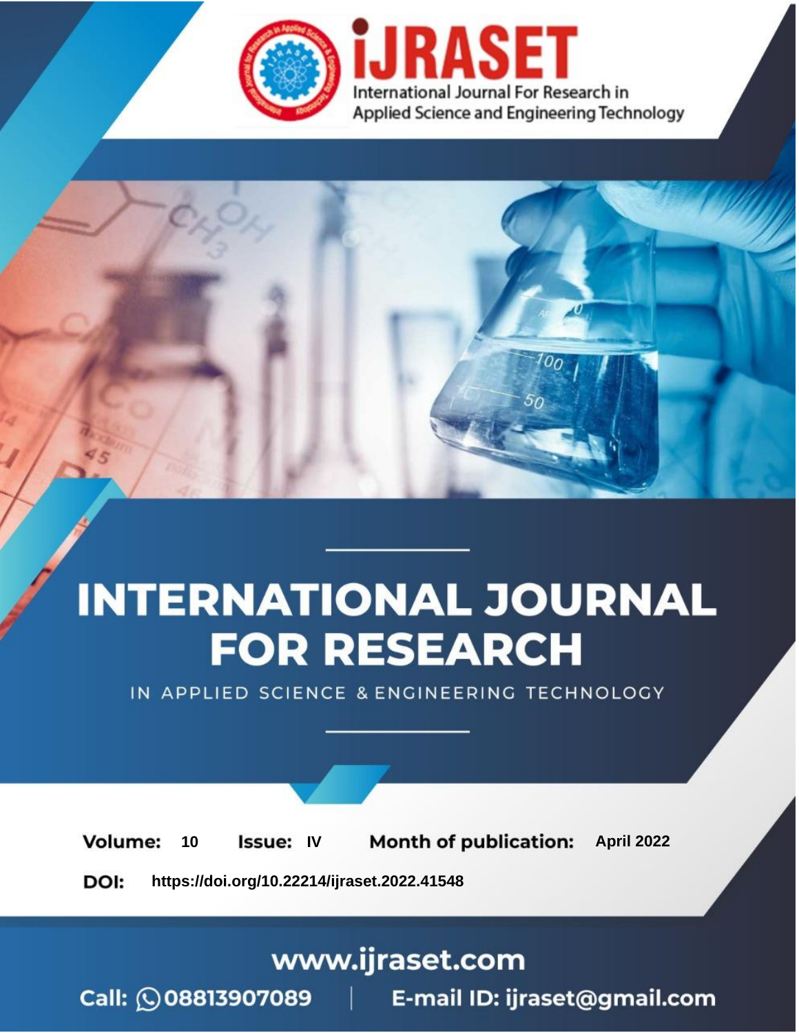# INTERNATIONAL JOURNAL FOR RESEARCH

IN APPLIED SCIENCE & ENGINEERING TECHNOLOGY

**Volume:** 10 **Issue:** IV **Month of publication:** April 2022

**DOI:** https://doi.org/10.22214/ijraset.2022.41548

www.ijraset.com

Call: 08813907089 | E-mail ID: ijraset@gmail.com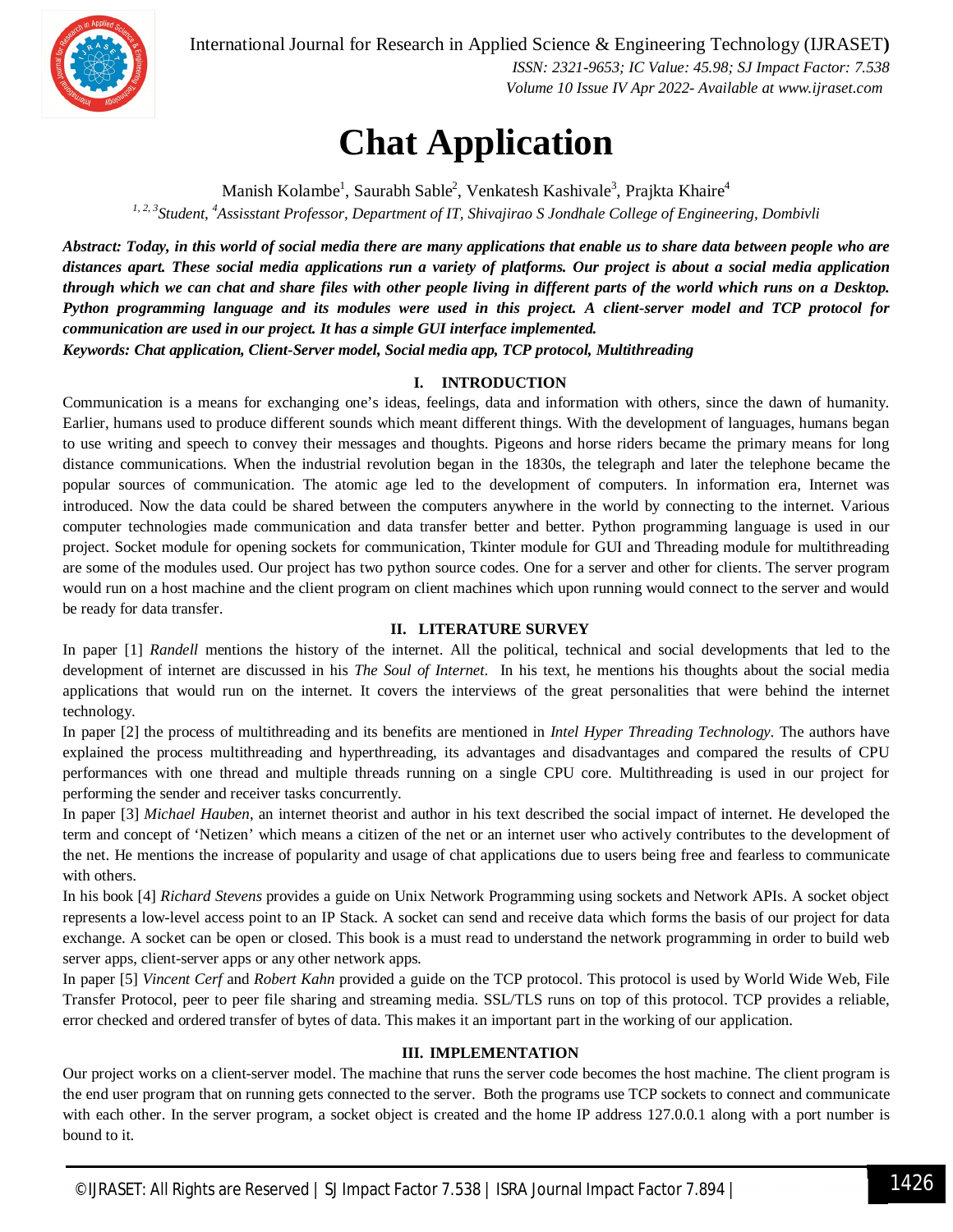# Chat Application

Manish Kolambe[1], Saurabh Sable[2], Venkatesh Kashivale[3], Prajkta Khaire[4]

[1, 2, 3]*Student*, [4]*Assisstant Professor, Department of IT, Shivajirao S Jondhale College of Engineering, Dombivli*

***Abstract: Today, in this world of social media there are many applications that enable us to share data between people who are distances apart. These social media applications run a variety of platforms. Our project is about a social media application through which we can chat and share files with other people living in different parts of the world which runs on a Desktop. Python programming language and its modules were used in this project. A client-server model and TCP protocol for communication are used in our project. It has a simple GUI interface implemented.***

***Keywords: Chat application, Client-Server model, Social media app, TCP protocol, Multithreading***

## I. INTRODUCTION

Communication is a means for exchanging one's ideas, feelings, data and information with others, since the dawn of humanity. Earlier, humans used to produce different sounds which meant different things. With the development of languages, humans began to use writing and speech to convey their messages and thoughts. Pigeons and horse riders became the primary means for long distance communications. When the industrial revolution began in the 1830s, the telegraph and later the telephone became the popular sources of communication. The atomic age led to the development of computers. In information era, Internet was introduced. Now the data could be shared between the computers anywhere in the world by connecting to the internet. Various computer technologies made communication and data transfer better and better. Python programming language is used in our project. Socket module for opening sockets for communication, Tkinter module for GUI and Threading module for multithreading are some of the modules used. Our project has two python source codes. One for a server and other for clients. The server program would run on a host machine and the client program on client machines which upon running would connect to the server and would be ready for data transfer.

## II. LITERATURE SURVEY

In paper [1] *Randell* mentions the history of the internet. All the political, technical and social developments that led to the development of internet are discussed in his *The Soul of Internet*. In his text, he mentions his thoughts about the social media applications that would run on the internet. It covers the interviews of the great personalities that were behind the internet technology.

In paper [2] the process of multithreading and its benefits are mentioned in *Intel Hyper Threading Technology*. The authors have explained the process multithreading and hyperthreading, its advantages and disadvantages and compared the results of CPU performances with one thread and multiple threads running on a single CPU core. Multithreading is used in our project for performing the sender and receiver tasks concurrently.

In paper [3] *Michael Hauben*, an internet theorist and author in his text described the social impact of internet. He developed the term and concept of 'Netizen' which means a citizen of the net or an internet user who actively contributes to the development of the net. He mentions the increase of popularity and usage of chat applications due to users being free and fearless to communicate with others.

In his book [4] *Richard Stevens* provides a guide on Unix Network Programming using sockets and Network APIs. A socket object represents a low-level access point to an IP Stack. A socket can send and receive data which forms the basis of our project for data exchange. A socket can be open or closed. This book is a must read to understand the network programming in order to build web server apps, client-server apps or any other network apps.

In paper [5] *Vincent Cerf* and *Robert Kahn* provided a guide on the TCP protocol. This protocol is used by World Wide Web, File Transfer Protocol, peer to peer file sharing and streaming media. SSL/TLS runs on top of this protocol. TCP provides a reliable, error checked and ordered transfer of bytes of data. This makes it an important part in the working of our application.

## III. IMPLEMENTATION

Our project works on a client-server model. The machine that runs the server code becomes the host machine. The client program is the end user program that on running gets connected to the server. Both the programs use TCP sockets to connect and communicate with each other. In the server program, a socket object is created and the home IP address 127.0.0.1 along with a port number is bound to it.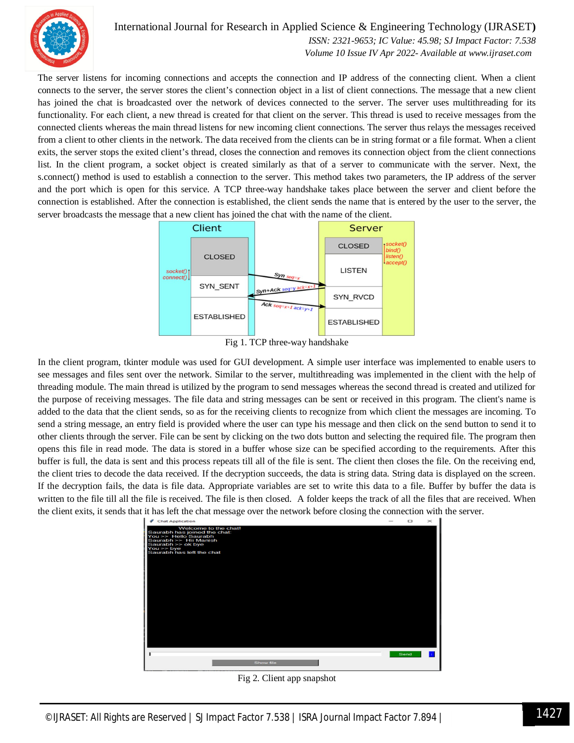The server listens for incoming connections and accepts the connection and IP address of the connecting client. When a client connects to the server, the server stores the client's connection object in a list of client connections. The message that a new client has joined the chat is broadcasted over the network of devices connected to the server. The server uses multithreading for its functionality. For each client, a new thread is created for that client on the server. This thread is used to receive messages from the connected clients whereas the main thread listens for new incoming client connections. The server thus relays the messages received from a client to other clients in the network. The data received from the clients can be in string format or a file format. When a client exits, the server stops the exited client's thread, closes the connection and removes its connection object from the client connections list. In the client program, a socket object is created similarly as that of a server to communicate with the server. Next, the s.connect() method is used to establish a connection to the server. This method takes two parameters, the IP address of the server and the port which is open for this service. A TCP three-way handshake takes place between the server and client before the connection is established. After the connection is established, the client sends the name that is entered by the user to the server, the server broadcasts the message that a new client has joined the chat with the name of the client.

Fig 1. TCP three-way handshake

In the client program, tkinter module was used for GUI development. A simple user interface was implemented to enable users to see messages and files sent over the network. Similar to the server, multithreading was implemented in the client with the help of threading module. The main thread is utilized by the program to send messages whereas the second thread is created and utilized for the purpose of receiving messages. The file data and string messages can be sent or received in this program. The client's name is added to the data that the client sends, so as for the receiving clients to recognize from which client the messages are incoming. To send a string message, an entry field is provided where the user can type his message and then click on the send button to send it to other clients through the server. File can be sent by clicking on the two dots button and selecting the required file. The program then opens this file in read mode. The data is stored in a buffer whose size can be specified according to the requirements. After this buffer is full, the data is sent and this process repeats till all of the file is sent. The client then closes the file. On the receiving end, the client tries to decode the data received. If the decryption succeeds, the data is string data. String data is displayed on the screen. If the decryption fails, the data is file data. Appropriate variables are set to write this data to a file. Buffer by buffer the data is written to the file till all the file is received. The file is then closed. A folder keeps the track of all the files that are received. When the client exits, it sends that it has left the chat message over the network before closing the connection with the server.

Fig 2. Client app snapshot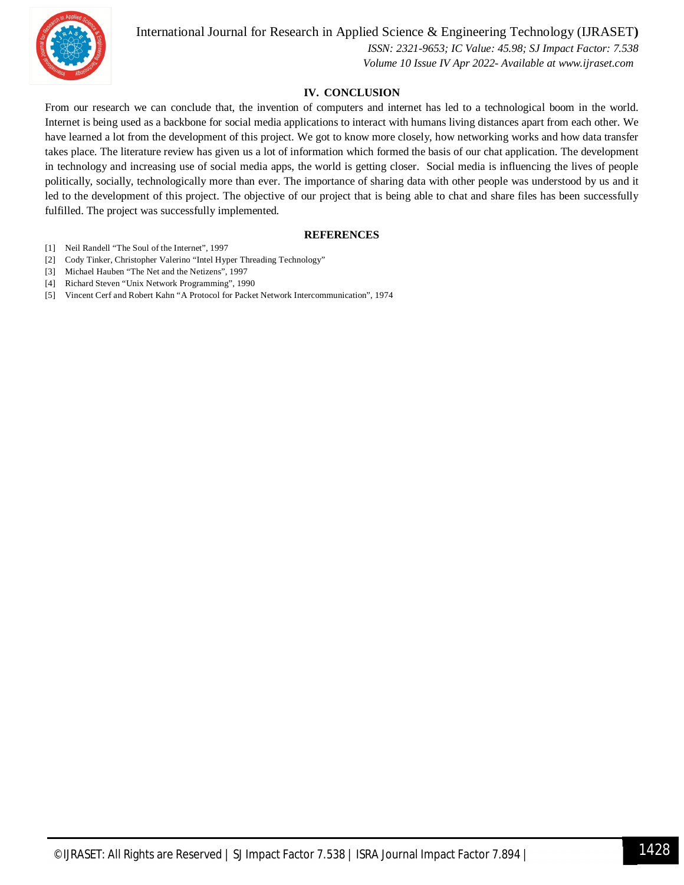## IV. CONCLUSION

From our research we can conclude that, the invention of computers and internet has led to a technological boom in the world. Internet is being used as a backbone for social media applications to interact with humans living distances apart from each other. We have learned a lot from the development of this project. We got to know more closely, how networking works and how data transfer takes place. The literature review has given us a lot of information which formed the basis of our chat application. The development in technology and increasing use of social media apps, the world is getting closer. Social media is influencing the lives of people politically, socially, technologically more than ever. The importance of sharing data with other people was understood by us and it led to the development of this project. The objective of our project that is being able to chat and share files has been successfully fulfilled. The project was successfully implemented.

## REFERENCES

[1] Neil Randell "The Soul of the Internet", 1997

[2] Cody Tinker, Christopher Valerino "Intel Hyper Threading Technology"

[3] Michael Hauben "The Net and the Netizens", 1997

[4] Richard Steven "Unix Network Programming", 1990

[5] Vincent Cerf and Robert Kahn "A Protocol for Packet Network Intercommunication", 1974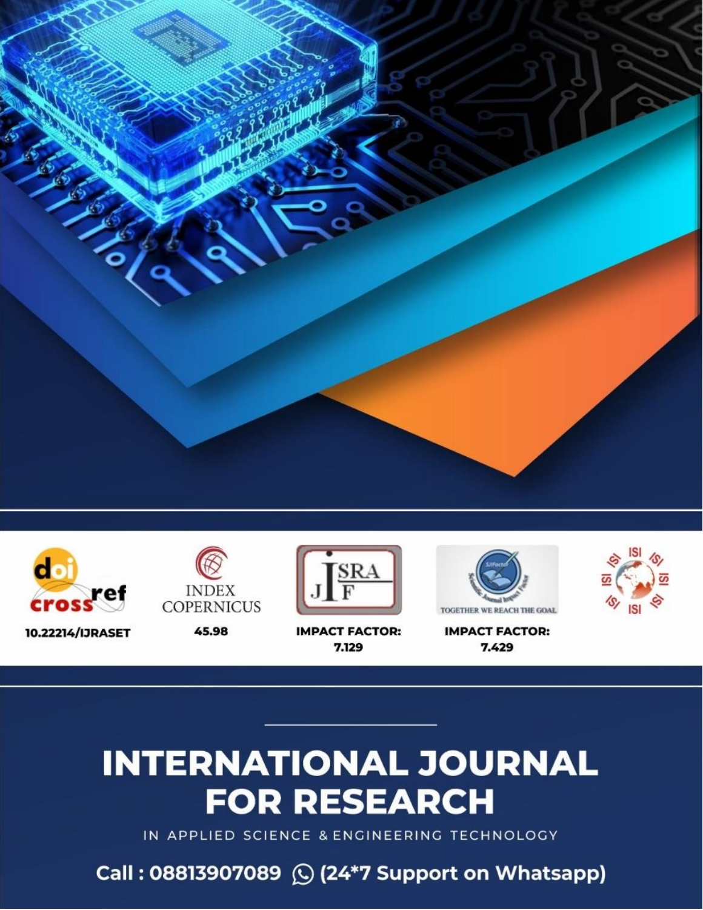10.22214/IJRASET

INDEX COPERNICUS

45.98

IMPACT FACTOR: 7.129

IMPACT FACTOR: 7.429

TOGETHER WE REACH THE GOAL

# INTERNATIONAL JOURNAL FOR RESEARCH

IN APPLIED SCIENCE & ENGINEERING TECHNOLOGY

Call : 08813907089 (24*7 Support on Whatsapp)